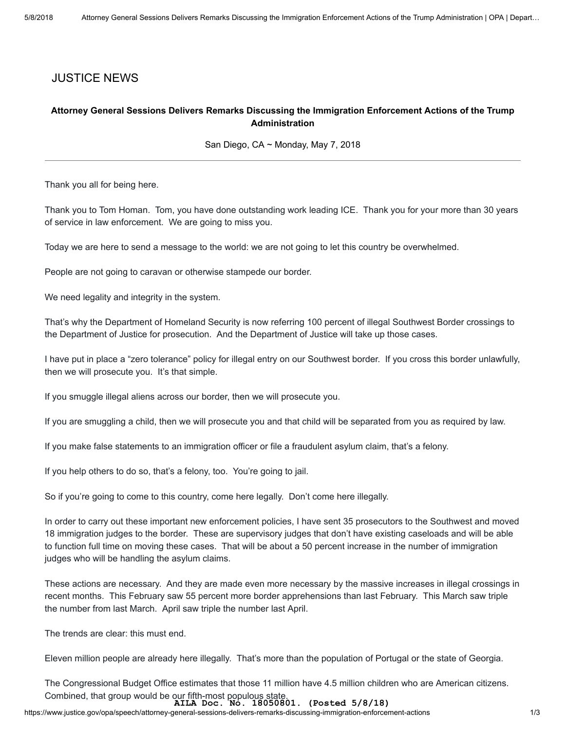## JUSTICE NEWS

### Attorney General Sessions Delivers Remarks Discussing the Immigration Enforcement Actions of the Trump Administration

San Diego, CA ~ Monday, May 7, 2018

---

Thank you all for being here.

Thank you to Tom Homan. Tom, you have done outstanding work leading ICE. Thank you for your more than 30 years of service in law enforcement. We are going to miss you.

Today we are here to send a message to the world: we are not going to let this country be overwhelmed.

People are not going to caravan or otherwise stampede our border.

We need legality and integrity in the system.

That's why the Department of Homeland Security is now referring 100 percent of illegal Southwest Border crossings to the Department of Justice for prosecution. And the Department of Justice will take up those cases.

I have put in place a "zero tolerance" policy for illegal entry on our Southwest border. If you cross this border unlawfully, then we will prosecute you. It's that simple.

If you smuggle illegal aliens across our border, then we will prosecute you.

If you are smuggling a child, then we will prosecute you and that child will be separated from you as required by law.

If you make false statements to an immigration officer or file a fraudulent asylum claim, that's a felony.

If you help others to do so, that's a felony, too. You're going to jail.

So if you're going to come to this country, come here legally. Don't come here illegally.

In order to carry out these important new enforcement policies, I have sent 35 prosecutors to the Southwest and moved 18 immigration judges to the border. These are supervisory judges that don't have existing caseloads and will be able to function full time on moving these cases. That will be about a 50 percent increase in the number of immigration judges who will be handling the asylum claims.

These actions are necessary. And they are made even more necessary by the massive increases in illegal crossings in recent months. This February saw 55 percent more border apprehensions than last February. This March saw triple the number from last March. April saw triple the number last April.

The trends are clear: this must end.

Eleven million people are already here illegally. That's more than the population of Portugal or the state of Georgia.

The Congressional Budget Office estimates that those 11 million have 4.5 million children who are American citizens. Combined, that group would be our fifth-most populous state.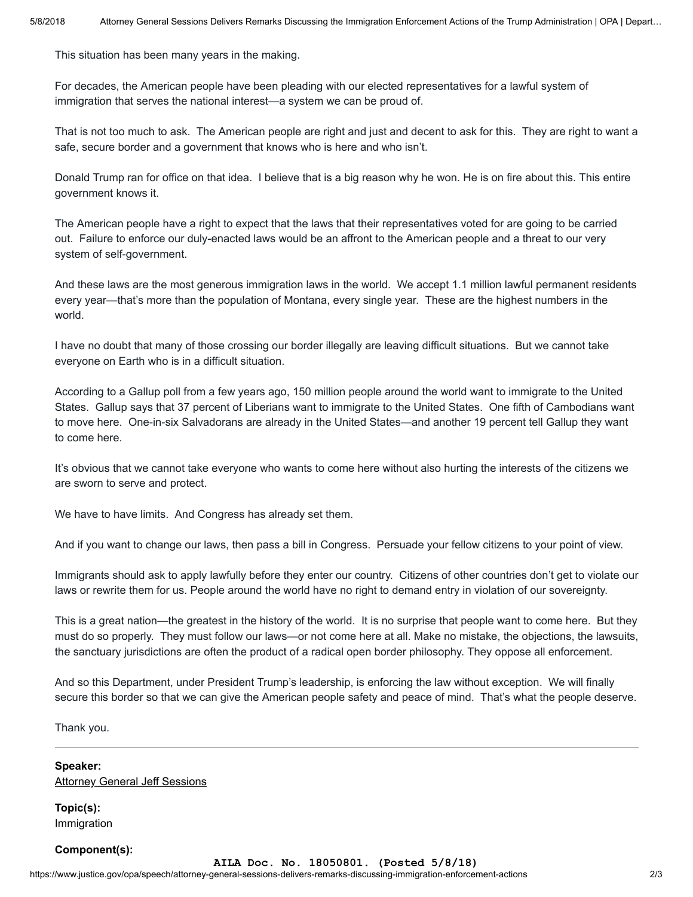This situation has been many years in the making.

For decades, the American people have been pleading with our elected representatives for a lawful system of immigration that serves the national interest—a system we can be proud of.

That is not too much to ask. The American people are right and just and decent to ask for this. They are right to want a safe, secure border and a government that knows who is here and who isn't.

Donald Trump ran for office on that idea. I believe that is a big reason why he won. He is on fire about this. This entire government knows it.

The American people have a right to expect that the laws that their representatives voted for are going to be carried out. Failure to enforce our duly-enacted laws would be an affront to the American people and a threat to our very system of self-government.

And these laws are the most generous immigration laws in the world. We accept 1.1 million lawful permanent residents every year—that's more than the population of Montana, every single year. These are the highest numbers in the world.

I have no doubt that many of those crossing our border illegally are leaving difficult situations. But we cannot take everyone on Earth who is in a difficult situation.

According to a Gallup poll from a few years ago, 150 million people around the world want to immigrate to the United States. Gallup says that 37 percent of Liberians want to immigrate to the United States. One fifth of Cambodians want to move here. One-in-six Salvadorans are already in the United States—and another 19 percent tell Gallup they want to come here.

It's obvious that we cannot take everyone who wants to come here without also hurting the interests of the citizens we are sworn to serve and protect.

We have to have limits. And Congress has already set them.

And if you want to change our laws, then pass a bill in Congress. Persuade your fellow citizens to your point of view.

Immigrants should ask to apply lawfully before they enter our country. Citizens of other countries don't get to violate our laws or rewrite them for us. People around the world have no right to demand entry in violation of our sovereignty.

This is a great nation—the greatest in the history of the world. It is no surprise that people want to come here. But they must do so properly. They must follow our laws—or not come here at all. Make no mistake, the objections, the lawsuits, the sanctuary jurisdictions are often the product of a radical open border philosophy. They oppose all enforcement.

And so this Department, under President Trump's leadership, is enforcing the law without exception. We will finally secure this border so that we can give the American people safety and peace of mind. That's what the people deserve.

Thank you.

---

**Speaker:**
Attorney General Jeff Sessions

**Topic(s):**
Immigration

**Component(s):**

**AILA Doc. No. 18050801. (Posted 5/8/18)**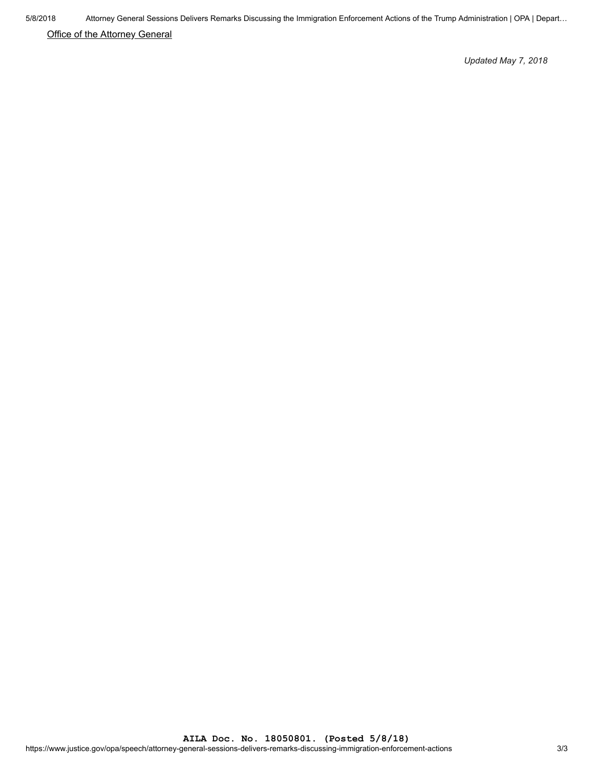Office of the Attorney General

*Updated May 7, 2018*

**AILA Doc. No. 18050801. (Posted 5/8/18)**